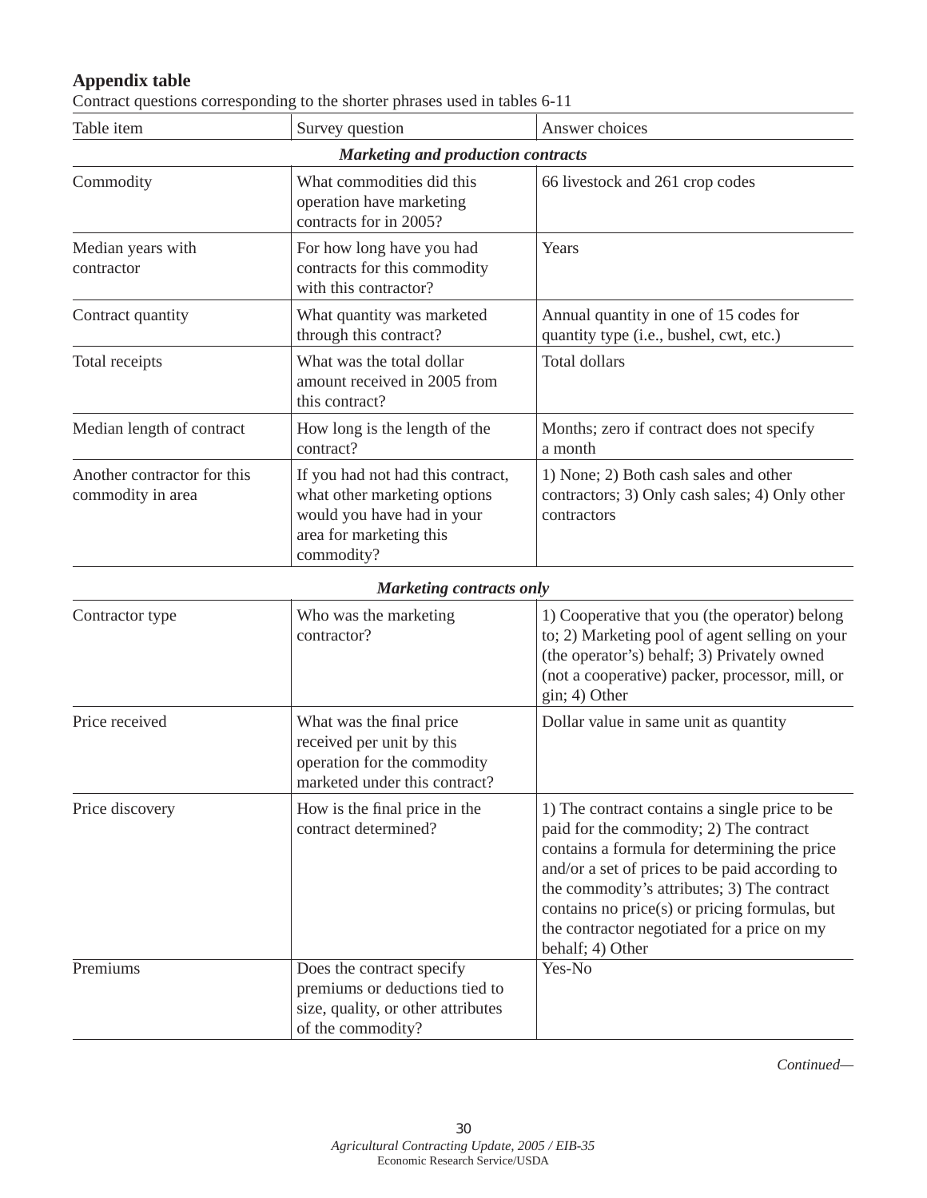**Appendix table**

Contract questions corresponding to the shorter phrases used in tables 6-11

| Table item | Survey question | Answer choices |
| --- | --- | --- |
| | ***Marketing and production contracts*** | |
| Commodity | What commodities did this operation have marketing contracts for in 2005? | 66 livestock and 261 crop codes |
| Median years with contractor | For how long have you had contracts for this commodity with this contractor? | Years |
| Contract quantity | What quantity was marketed through this contract? | Annual quantity in one of 15 codes for quantity type (i.e., bushel, cwt, etc.) |
| Total receipts | What was the total dollar amount received in 2005 from this contract? | Total dollars |
| Median length of contract | How long is the length of the contract? | Months; zero if contract does not specify a month |
| Another contractor for this commodity in area | If you had not had this contract, what other marketing options would you have had in your area for marketing this commodity? | 1) None; 2) Both cash sales and other contractors; 3) Only cash sales; 4) Only other contractors |
| | ***Marketing contracts only*** | |
| Contractor type | Who was the marketing contractor? | 1) Cooperative that you (the operator) belong to; 2) Marketing pool of agent selling on your (the operator's) behalf; 3) Privately owned (not a cooperative) packer, processor, mill, or gin; 4) Other |
| Price received | What was the final price received per unit by this operation for the commodity marketed under this contract? | Dollar value in same unit as quantity |
| Price discovery | How is the final price in the contract determined? | 1) The contract contains a single price to be paid for the commodity; 2) The contract contains a formula for determining the price and/or a set of prices to be paid according to the commodity's attributes; 3) The contract contains no price(s) or pricing formulas, but the contractor negotiated for a price on my behalf; 4) Other |
| Premiums | Does the contract specify premiums or deductions tied to size, quality, or other attributes of the commodity? | Yes-No |

*Continued—*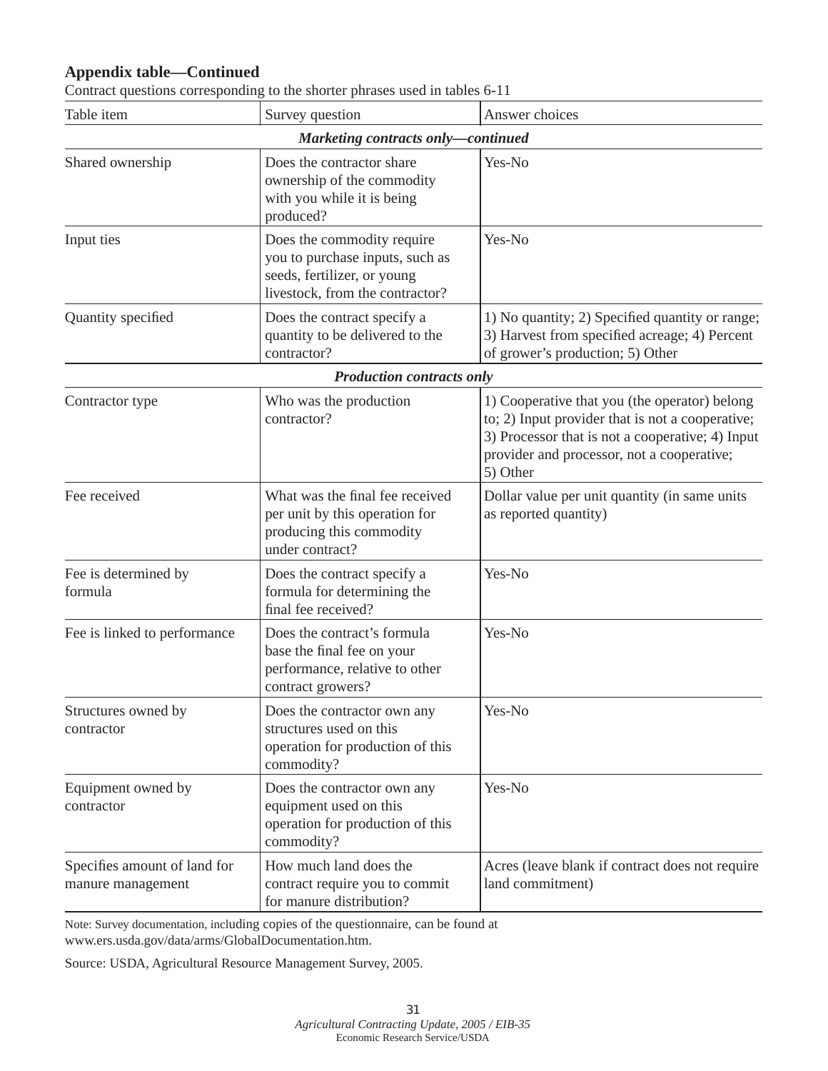**Appendix table—Continued**

Contract questions corresponding to the shorter phrases used in tables 6-11

| Table item | Survey question | Answer choices |
|---|---|---|
| | ***Marketing contracts only—continued*** | |
| Shared ownership | Does the contractor share ownership of the commodity with you while it is being produced? | Yes-No |
| Input ties | Does the commodity require you to purchase inputs, such as seeds, fertilizer, or young livestock, from the contractor? | Yes-No |
| Quantity specified | Does the contract specify a quantity to be delivered to the contractor? | 1) No quantity; 2) Specified quantity or range; 3) Harvest from specified acreage; 4) Percent of grower's production; 5) Other |
| | ***Production contracts only*** | |
| Contractor type | Who was the production contractor? | 1) Cooperative that you (the operator) belong to; 2) Input provider that is not a cooperative; 3) Processor that is not a cooperative; 4) Input provider and processor, not a cooperative; 5) Other |
| Fee received | What was the final fee received per unit by this operation for producing this commodity under contract? | Dollar value per unit quantity (in same units as reported quantity) |
| Fee is determined by formula | Does the contract specify a formula for determining the final fee received? | Yes-No |
| Fee is linked to performance | Does the contract's formula base the final fee on your performance, relative to other contract growers? | Yes-No |
| Structures owned by contractor | Does the contractor own any structures used on this operation for production of this commodity? | Yes-No |
| Equipment owned by contractor | Does the contractor own any equipment used on this operation for production of this commodity? | Yes-No |
| Specifies amount of land for manure management | How much land does the contract require you to commit for manure distribution? | Acres (leave blank if contract does not require land commitment) |

Note: Survey documentation, including copies of the questionnaire, can be found at www.ers.usda.gov/data/arms/GlobalDocumentation.htm.

Source: USDA, Agricultural Resource Management Survey, 2005.